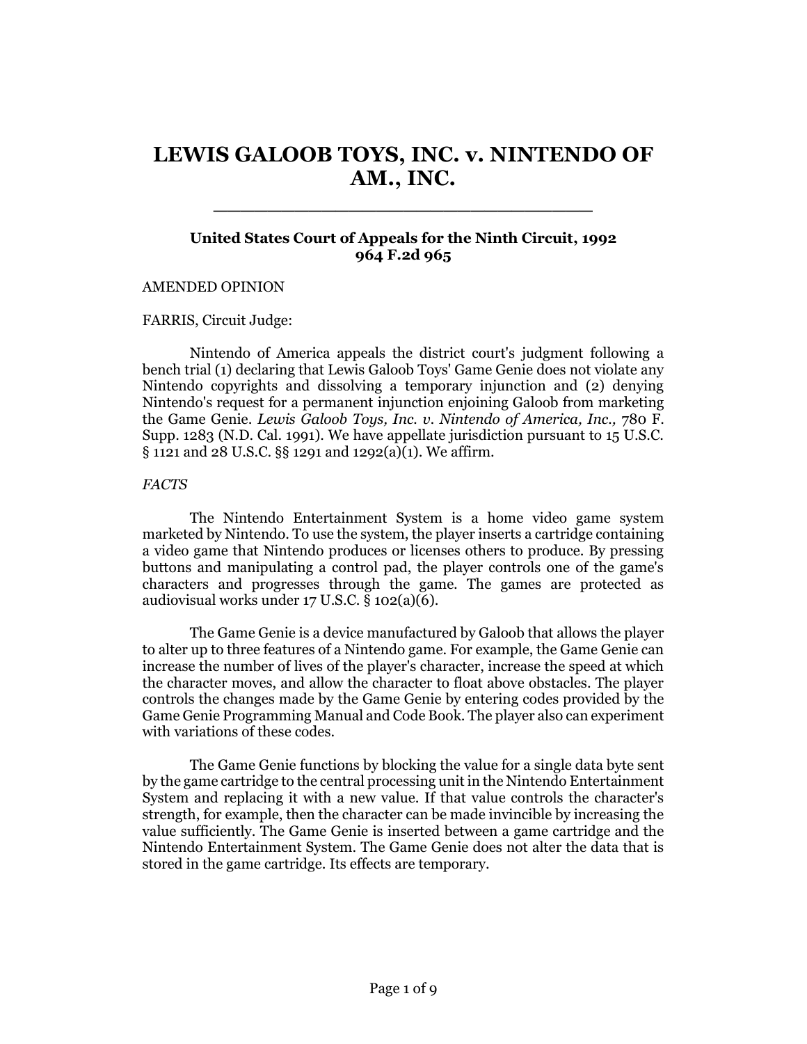# LEWIS GALOOB TOYS, INC. v. NINTENDO OF AM., INC.

**United States Court of Appeals for the Ninth Circuit, 1992**
**964 F.2d 965**

AMENDED OPINION

FARRIS, Circuit Judge:

Nintendo of America appeals the district court's judgment following a bench trial (1) declaring that Lewis Galoob Toys' Game Genie does not violate any Nintendo copyrights and dissolving a temporary injunction and (2) denying Nintendo's request for a permanent injunction enjoining Galoob from marketing the Game Genie. *Lewis Galoob Toys, Inc. v. Nintendo of America, Inc.,* 780 F. Supp. 1283 (N.D. Cal. 1991). We have appellate jurisdiction pursuant to 15 U.S.C. § 1121 and 28 U.S.C. §§ 1291 and 1292(a)(1). We affirm.

*FACTS*

The Nintendo Entertainment System is a home video game system marketed by Nintendo. To use the system, the player inserts a cartridge containing a video game that Nintendo produces or licenses others to produce. By pressing buttons and manipulating a control pad, the player controls one of the game's characters and progresses through the game. The games are protected as audiovisual works under 17 U.S.C. § 102(a)(6).

The Game Genie is a device manufactured by Galoob that allows the player to alter up to three features of a Nintendo game. For example, the Game Genie can increase the number of lives of the player's character, increase the speed at which the character moves, and allow the character to float above obstacles. The player controls the changes made by the Game Genie by entering codes provided by the Game Genie Programming Manual and Code Book. The player also can experiment with variations of these codes.

The Game Genie functions by blocking the value for a single data byte sent by the game cartridge to the central processing unit in the Nintendo Entertainment System and replacing it with a new value. If that value controls the character's strength, for example, then the character can be made invincible by increasing the value sufficiently. The Game Genie is inserted between a game cartridge and the Nintendo Entertainment System. The Game Genie does not alter the data that is stored in the game cartridge. Its effects are temporary.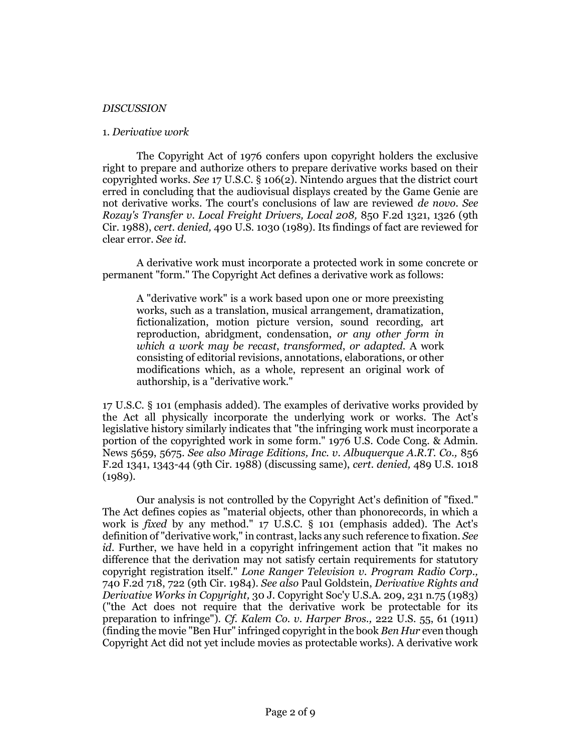*DISCUSSION*

1. *Derivative work*

The Copyright Act of 1976 confers upon copyright holders the exclusive right to prepare and authorize others to prepare derivative works based on their copyrighted works. *See* 17 U.S.C. § 106(2). Nintendo argues that the district court erred in concluding that the audiovisual displays created by the Game Genie are not derivative works. The court's conclusions of law are reviewed *de novo*. *See Rozay's Transfer v. Local Freight Drivers, Local 208,* 850 F.2d 1321, 1326 (9th Cir. 1988), *cert. denied,* 490 U.S. 1030 (1989). Its findings of fact are reviewed for clear error. *See id.*

A derivative work must incorporate a protected work in some concrete or permanent "form." The Copyright Act defines a derivative work as follows:

> A "derivative work" is a work based upon one or more preexisting works, such as a translation, musical arrangement, dramatization, fictionalization, motion picture version, sound recording, art reproduction, abridgment, condensation, *or any other form in which a work may be recast, transformed, or adapted.* A work consisting of editorial revisions, annotations, elaborations, or other modifications which, as a whole, represent an original work of authorship, is a "derivative work."

17 U.S.C. § 101 (emphasis added). The examples of derivative works provided by the Act all physically incorporate the underlying work or works. The Act's legislative history similarly indicates that "the infringing work must incorporate a portion of the copyrighted work in some form." 1976 U.S. Code Cong. & Admin. News 5659, 5675. *See also Mirage Editions, Inc. v. Albuquerque A.R.T. Co.,* 856 F.2d 1341, 1343-44 (9th Cir. 1988) (discussing same), *cert. denied,* 489 U.S. 1018 (1989).

Our analysis is not controlled by the Copyright Act's definition of "fixed." The Act defines copies as "material objects, other than phonorecords, in which a work is *fixed* by any method." 17 U.S.C. § 101 (emphasis added). The Act's definition of "derivative work," in contrast, lacks any such reference to fixation. *See id.* Further, we have held in a copyright infringement action that "it makes no difference that the derivation may not satisfy certain requirements for statutory copyright registration itself." *Lone Ranger Television v. Program Radio Corp.,* 740 F.2d 718, 722 (9th Cir. 1984). *See also* Paul Goldstein, *Derivative Rights and Derivative Works in Copyright,* 30 J. Copyright Soc'y U.S.A. 209, 231 n.75 (1983) ("the Act does not require that the derivative work be protectable for its preparation to infringe"). *Cf. Kalem Co. v. Harper Bros.,* 222 U.S. 55, 61 (1911) (finding the movie "Ben Hur" infringed copyright in the book *Ben Hur* even though Copyright Act did not yet include movies as protectable works). A derivative work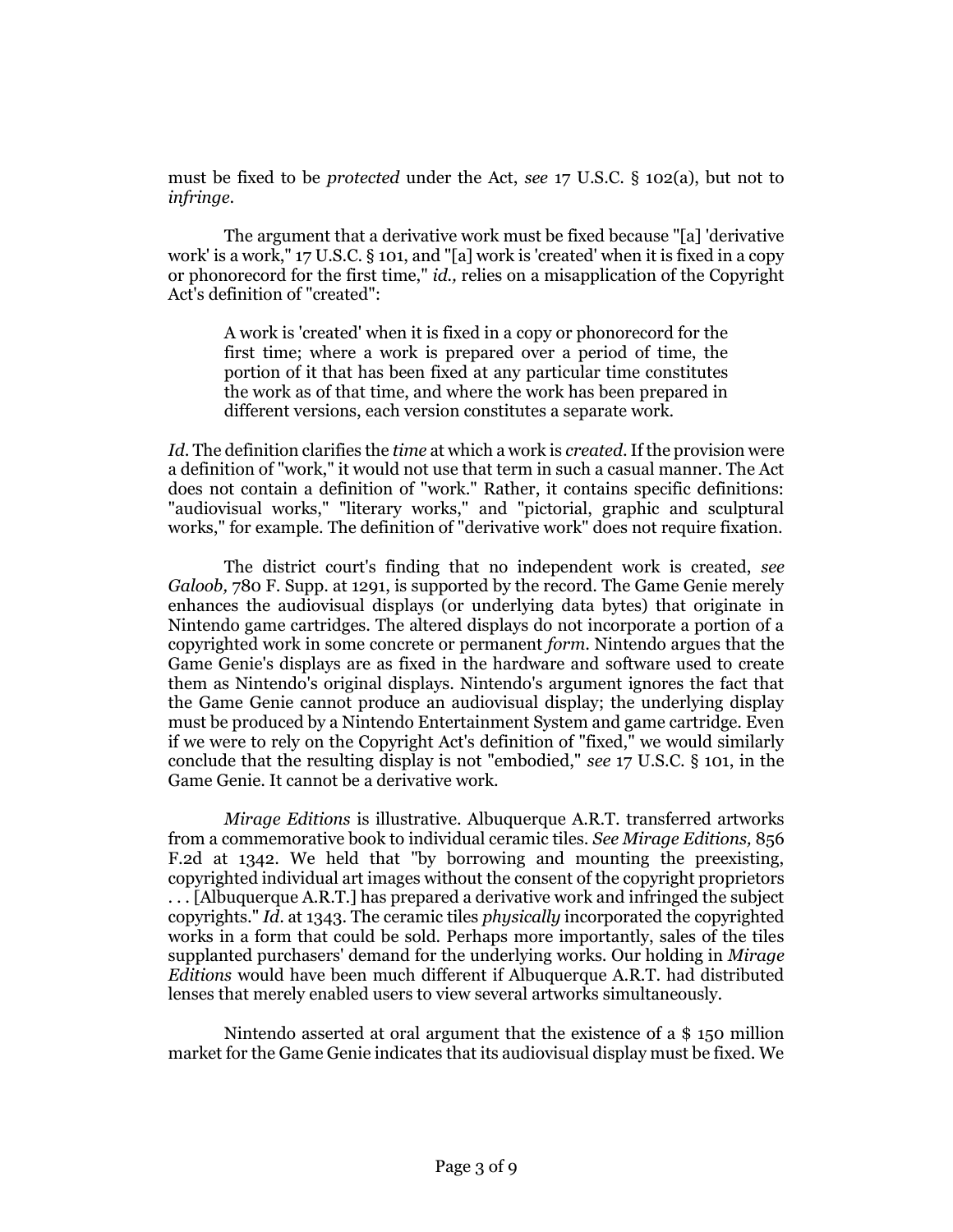must be fixed to be *protected* under the Act, *see* 17 U.S.C. § 102(a), but not to *infringe*.

The argument that a derivative work must be fixed because "[a] 'derivative work' is a work," 17 U.S.C. § 101, and "[a] work is 'created' when it is fixed in a copy or phonorecord for the first time," *id.,* relies on a misapplication of the Copyright Act's definition of "created":

> A work is 'created' when it is fixed in a copy or phonorecord for the first time; where a work is prepared over a period of time, the portion of it that has been fixed at any particular time constitutes the work as of that time, and where the work has been prepared in different versions, each version constitutes a separate work.

*Id.* The definition clarifies the *time* at which a work is *created*. If the provision were a definition of "work," it would not use that term in such a casual manner. The Act does not contain a definition of "work." Rather, it contains specific definitions: "audiovisual works," "literary works," and "pictorial, graphic and sculptural works," for example. The definition of "derivative work" does not require fixation.

The district court's finding that no independent work is created, *see Galoob,* 780 F. Supp. at 1291, is supported by the record. The Game Genie merely enhances the audiovisual displays (or underlying data bytes) that originate in Nintendo game cartridges. The altered displays do not incorporate a portion of a copyrighted work in some concrete or permanent *form*. Nintendo argues that the Game Genie's displays are as fixed in the hardware and software used to create them as Nintendo's original displays. Nintendo's argument ignores the fact that the Game Genie cannot produce an audiovisual display; the underlying display must be produced by a Nintendo Entertainment System and game cartridge. Even if we were to rely on the Copyright Act's definition of "fixed," we would similarly conclude that the resulting display is not "embodied," *see* 17 U.S.C. § 101, in the Game Genie. It cannot be a derivative work.

*Mirage Editions* is illustrative. Albuquerque A.R.T. transferred artworks from a commemorative book to individual ceramic tiles. *See Mirage Editions,* 856 F.2d at 1342. We held that "by borrowing and mounting the preexisting, copyrighted individual art images without the consent of the copyright proprietors . . . [Albuquerque A.R.T.] has prepared a derivative work and infringed the subject copyrights." *Id*. at 1343. The ceramic tiles *physically* incorporated the copyrighted works in a form that could be sold. Perhaps more importantly, sales of the tiles supplanted purchasers' demand for the underlying works. Our holding in *Mirage Editions* would have been much different if Albuquerque A.R.T. had distributed lenses that merely enabled users to view several artworks simultaneously.

Nintendo asserted at oral argument that the existence of a $ 150 million market for the Game Genie indicates that its audiovisual display must be fixed. We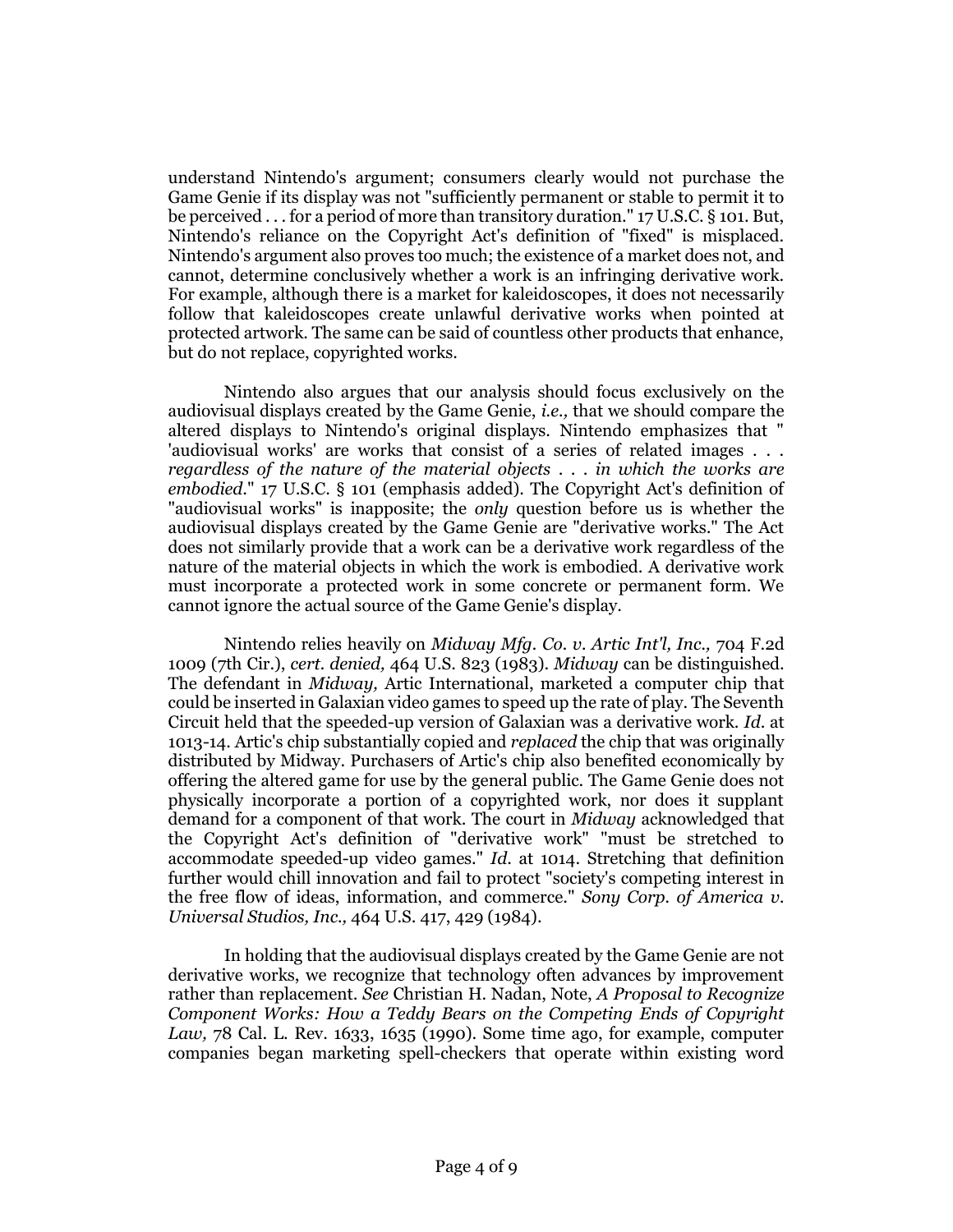understand Nintendo's argument; consumers clearly would not purchase the Game Genie if its display was not "sufficiently permanent or stable to permit it to be perceived . . . for a period of more than transitory duration." 17 U.S.C. § 101. But, Nintendo's reliance on the Copyright Act's definition of "fixed" is misplaced. Nintendo's argument also proves too much; the existence of a market does not, and cannot, determine conclusively whether a work is an infringing derivative work. For example, although there is a market for kaleidoscopes, it does not necessarily follow that kaleidoscopes create unlawful derivative works when pointed at protected artwork. The same can be said of countless other products that enhance, but do not replace, copyrighted works.

Nintendo also argues that our analysis should focus exclusively on the audiovisual displays created by the Game Genie, *i.e.,* that we should compare the altered displays to Nintendo's original displays. Nintendo emphasizes that " 'audiovisual works' are works that consist of a series of related images . . . *regardless of the nature of the material objects . . . in which the works are embodied.*" 17 U.S.C. § 101 (emphasis added). The Copyright Act's definition of "audiovisual works" is inapposite; the *only* question before us is whether the audiovisual displays created by the Game Genie are "derivative works." The Act does not similarly provide that a work can be a derivative work regardless of the nature of the material objects in which the work is embodied. A derivative work must incorporate a protected work in some concrete or permanent form. We cannot ignore the actual source of the Game Genie's display.

Nintendo relies heavily on *Midway Mfg. Co. v. Artic Int'l, Inc.,* 704 F.2d 1009 (7th Cir.), *cert. denied,* 464 U.S. 823 (1983). *Midway* can be distinguished. The defendant in *Midway,* Artic International, marketed a computer chip that could be inserted in Galaxian video games to speed up the rate of play. The Seventh Circuit held that the speeded-up version of Galaxian was a derivative work. *Id.* at 1013-14. Artic's chip substantially copied and *replaced* the chip that was originally distributed by Midway. Purchasers of Artic's chip also benefited economically by offering the altered game for use by the general public. The Game Genie does not physically incorporate a portion of a copyrighted work, nor does it supplant demand for a component of that work. The court in *Midway* acknowledged that the Copyright Act's definition of "derivative work" "must be stretched to accommodate speeded-up video games." *Id.* at 1014. Stretching that definition further would chill innovation and fail to protect "society's competing interest in the free flow of ideas, information, and commerce." *Sony Corp. of America v. Universal Studios, Inc.,* 464 U.S. 417, 429 (1984).

In holding that the audiovisual displays created by the Game Genie are not derivative works, we recognize that technology often advances by improvement rather than replacement. *See* Christian H. Nadan, Note, *A Proposal to Recognize Component Works: How a Teddy Bears on the Competing Ends of Copyright Law,* 78 Cal. L. Rev. 1633, 1635 (1990). Some time ago, for example, computer companies began marketing spell-checkers that operate within existing word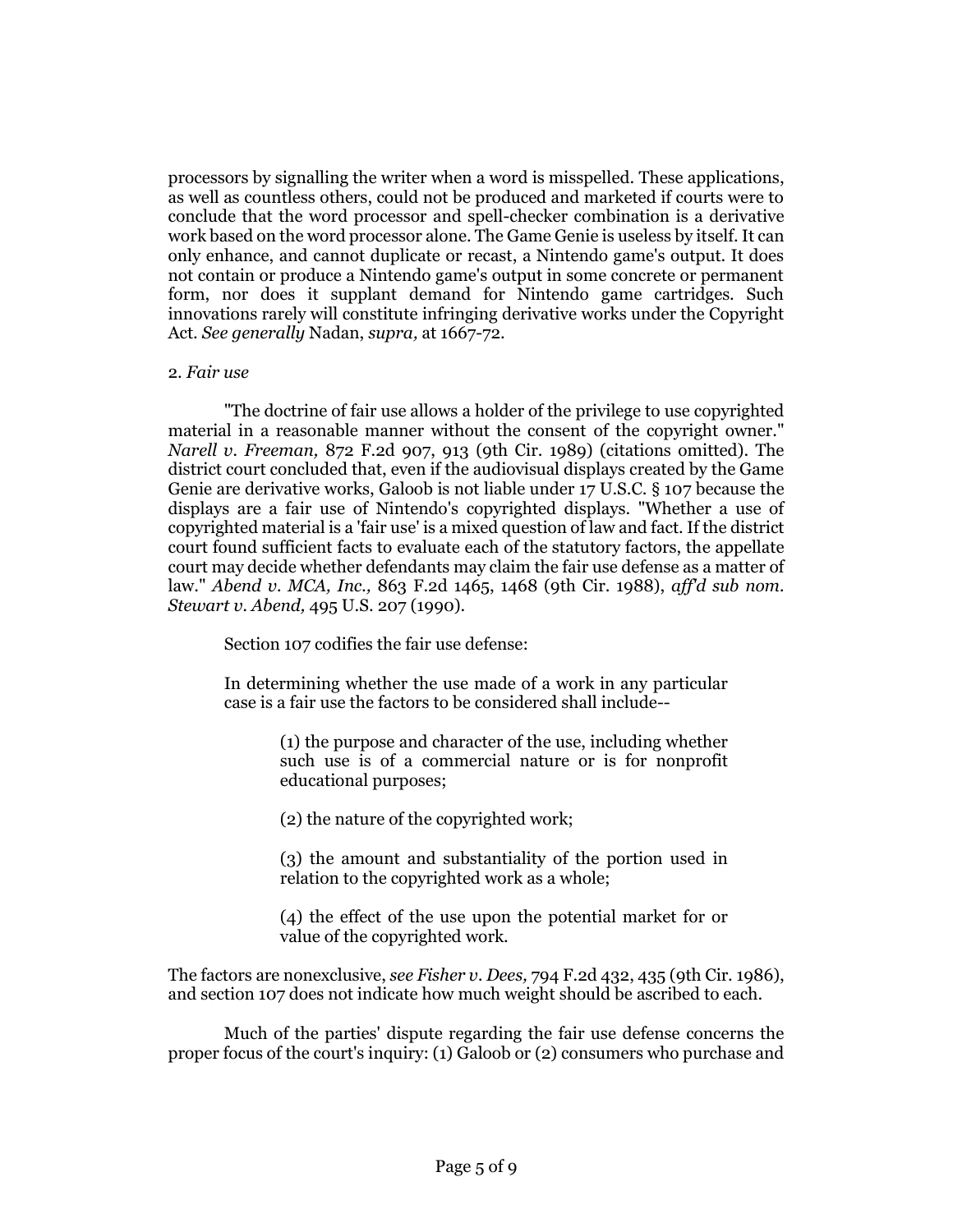processors by signalling the writer when a word is misspelled. These applications, as well as countless others, could not be produced and marketed if courts were to conclude that the word processor and spell-checker combination is a derivative work based on the word processor alone. The Game Genie is useless by itself. It can only enhance, and cannot duplicate or recast, a Nintendo game's output. It does not contain or produce a Nintendo game's output in some concrete or permanent form, nor does it supplant demand for Nintendo game cartridges. Such innovations rarely will constitute infringing derivative works under the Copyright Act. *See generally* Nadan, *supra,* at 1667-72.

2. *Fair use*

"The doctrine of fair use allows a holder of the privilege to use copyrighted material in a reasonable manner without the consent of the copyright owner." *Narell v. Freeman,* 872 F.2d 907, 913 (9th Cir. 1989) (citations omitted). The district court concluded that, even if the audiovisual displays created by the Game Genie are derivative works, Galoob is not liable under 17 U.S.C. § 107 because the displays are a fair use of Nintendo's copyrighted displays. "Whether a use of copyrighted material is a 'fair use' is a mixed question of law and fact. If the district court found sufficient facts to evaluate each of the statutory factors, the appellate court may decide whether defendants may claim the fair use defense as a matter of law." *Abend v. MCA, Inc.,* 863 F.2d 1465, 1468 (9th Cir. 1988), *aff'd sub nom. Stewart v. Abend,* 495 U.S. 207 (1990).

Section 107 codifies the fair use defense:

> In determining whether the use made of a work in any particular case is a fair use the factors to be considered shall include--
>
> (1) the purpose and character of the use, including whether such use is of a commercial nature or is for nonprofit educational purposes;
>
> (2) the nature of the copyrighted work;
>
> (3) the amount and substantiality of the portion used in relation to the copyrighted work as a whole;
>
> (4) the effect of the use upon the potential market for or value of the copyrighted work.

The factors are nonexclusive, *see Fisher v. Dees,* 794 F.2d 432, 435 (9th Cir. 1986), and section 107 does not indicate how much weight should be ascribed to each.

Much of the parties' dispute regarding the fair use defense concerns the proper focus of the court's inquiry: (1) Galoob or (2) consumers who purchase and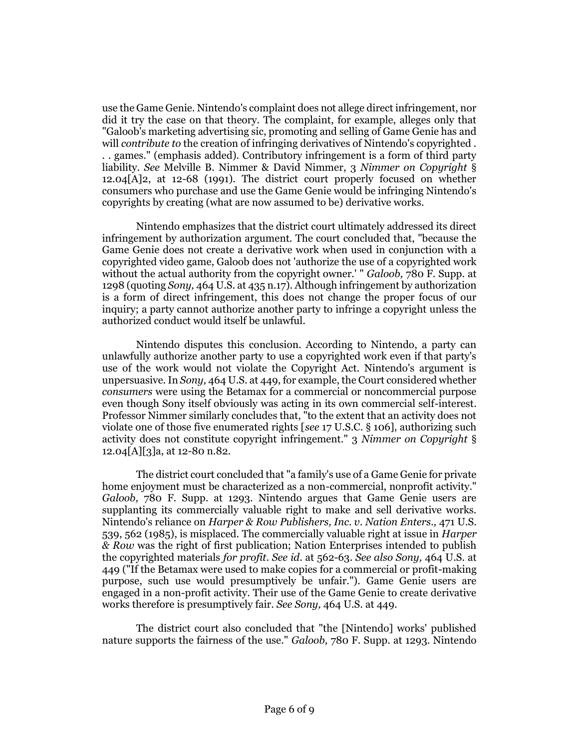use the Game Genie. Nintendo's complaint does not allege direct infringement, nor did it try the case on that theory. The complaint, for example, alleges only that "Galoob's marketing advertising sic, promoting and selling of Game Genie has and will *contribute to* the creation of infringing derivatives of Nintendo's copyrighted . . . games." (emphasis added). Contributory infringement is a form of third party liability. *See* Melville B. Nimmer & David Nimmer, 3 *Nimmer on Copyright* § 12.04[A]2, at 12-68 (1991). The district court properly focused on whether consumers who purchase and use the Game Genie would be infringing Nintendo's copyrights by creating (what are now assumed to be) derivative works.

Nintendo emphasizes that the district court ultimately addressed its direct infringement by authorization argument. The court concluded that, "because the Game Genie does not create a derivative work when used in conjunction with a copyrighted video game, Galoob does not 'authorize the use of a copyrighted work without the actual authority from the copyright owner.' " *Galoob,* 780 F. Supp. at 1298 (quoting *Sony,* 464 U.S. at 435 n.17). Although infringement by authorization is a form of direct infringement, this does not change the proper focus of our inquiry; a party cannot authorize another party to infringe a copyright unless the authorized conduct would itself be unlawful.

Nintendo disputes this conclusion. According to Nintendo, a party can unlawfully authorize another party to use a copyrighted work even if that party's use of the work would not violate the Copyright Act. Nintendo's argument is unpersuasive. In *Sony,* 464 U.S. at 449, for example, the Court considered whether *consumers* were using the Betamax for a commercial or noncommercial purpose even though Sony itself obviously was acting in its own commercial self-interest. Professor Nimmer similarly concludes that, "to the extent that an activity does not violate one of those five enumerated rights [*see* 17 U.S.C. § 106], authorizing such activity does not constitute copyright infringement." 3 *Nimmer on Copyright* § 12.04[A][3]a, at 12-80 n.82.

The district court concluded that "a family's use of a Game Genie for private home enjoyment must be characterized as a non-commercial, nonprofit activity." *Galoob,* 780 F. Supp. at 1293. Nintendo argues that Game Genie users are supplanting its commercially valuable right to make and sell derivative works. Nintendo's reliance on *Harper & Row Publishers, Inc. v. Nation Enters.,* 471 U.S. 539, 562 (1985), is misplaced. The commercially valuable right at issue in *Harper & Row* was the right of first publication; Nation Enterprises intended to publish the copyrighted materials *for profit*. *See id.* at 562-63. *See also Sony,* 464 U.S. at 449 ("If the Betamax were used to make copies for a commercial or profit-making purpose, such use would presumptively be unfair."). Game Genie users are engaged in a non-profit activity. Their use of the Game Genie to create derivative works therefore is presumptively fair. *See Sony,* 464 U.S. at 449.

The district court also concluded that "the [Nintendo] works' published nature supports the fairness of the use." *Galoob,* 780 F. Supp. at 1293. Nintendo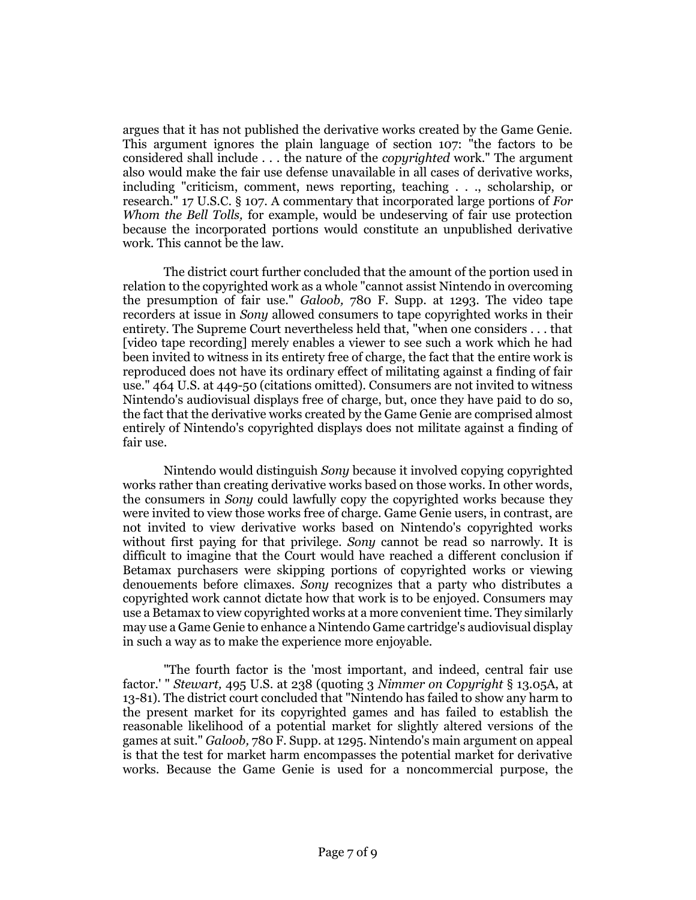argues that it has not published the derivative works created by the Game Genie. This argument ignores the plain language of section 107: "the factors to be considered shall include . . . the nature of the *copyrighted* work." The argument also would make the fair use defense unavailable in all cases of derivative works, including "criticism, comment, news reporting, teaching . . ., scholarship, or research." 17 U.S.C. § 107. A commentary that incorporated large portions of *For Whom the Bell Tolls,* for example, would be undeserving of fair use protection because the incorporated portions would constitute an unpublished derivative work. This cannot be the law.

The district court further concluded that the amount of the portion used in relation to the copyrighted work as a whole "cannot assist Nintendo in overcoming the presumption of fair use." *Galoob,* 780 F. Supp. at 1293. The video tape recorders at issue in *Sony* allowed consumers to tape copyrighted works in their entirety. The Supreme Court nevertheless held that, "when one considers . . . that [video tape recording] merely enables a viewer to see such a work which he had been invited to witness in its entirety free of charge, the fact that the entire work is reproduced does not have its ordinary effect of militating against a finding of fair use." 464 U.S. at 449-50 (citations omitted). Consumers are not invited to witness Nintendo's audiovisual displays free of charge, but, once they have paid to do so, the fact that the derivative works created by the Game Genie are comprised almost entirely of Nintendo's copyrighted displays does not militate against a finding of fair use.

Nintendo would distinguish *Sony* because it involved copying copyrighted works rather than creating derivative works based on those works. In other words, the consumers in *Sony* could lawfully copy the copyrighted works because they were invited to view those works free of charge. Game Genie users, in contrast, are not invited to view derivative works based on Nintendo's copyrighted works without first paying for that privilege. *Sony* cannot be read so narrowly. It is difficult to imagine that the Court would have reached a different conclusion if Betamax purchasers were skipping portions of copyrighted works or viewing denouements before climaxes. *Sony* recognizes that a party who distributes a copyrighted work cannot dictate how that work is to be enjoyed. Consumers may use a Betamax to view copyrighted works at a more convenient time. They similarly may use a Game Genie to enhance a Nintendo Game cartridge's audiovisual display in such a way as to make the experience more enjoyable.

"The fourth factor is the 'most important, and indeed, central fair use factor.' " *Stewart,* 495 U.S. at 238 (quoting 3 *Nimmer on Copyright* § 13.05A, at 13-81). The district court concluded that "Nintendo has failed to show any harm to the present market for its copyrighted games and has failed to establish the reasonable likelihood of a potential market for slightly altered versions of the games at suit." *Galoob,* 780 F. Supp. at 1295. Nintendo's main argument on appeal is that the test for market harm encompasses the potential market for derivative works. Because the Game Genie is used for a noncommercial purpose, the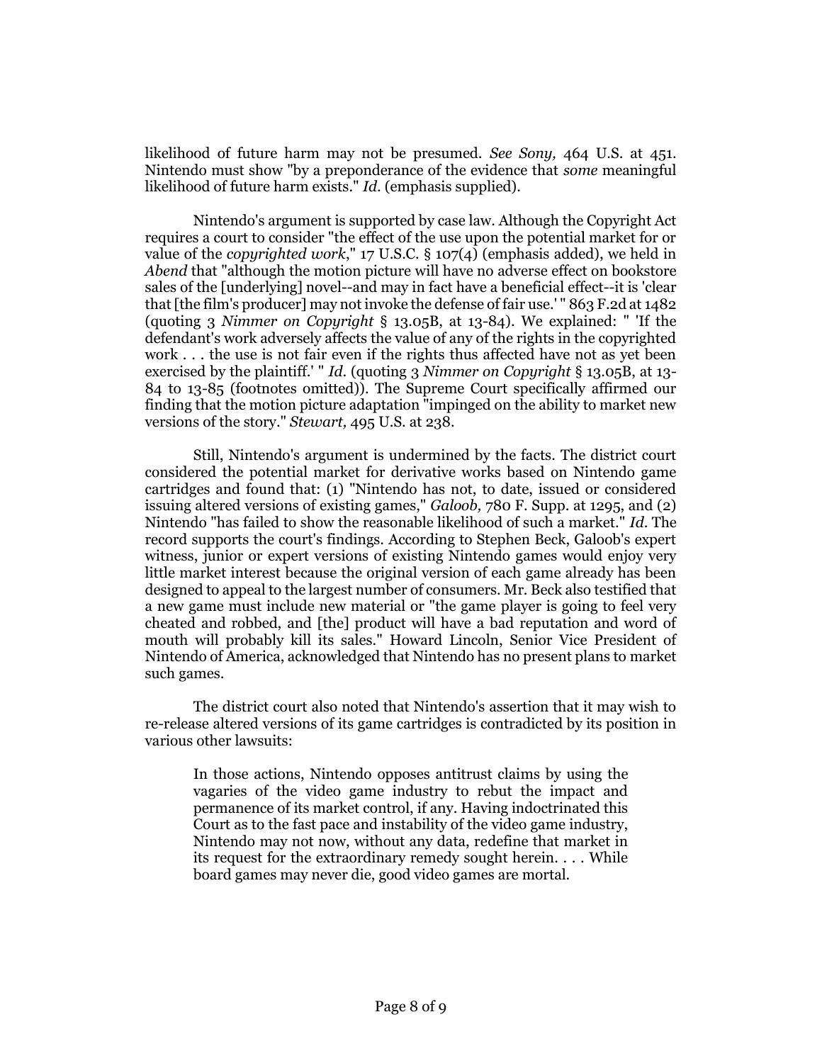likelihood of future harm may not be presumed. *See Sony,* 464 U.S. at 451. Nintendo must show "by a preponderance of the evidence that *some* meaningful likelihood of future harm exists." *Id.* (emphasis supplied).

Nintendo's argument is supported by case law. Although the Copyright Act requires a court to consider "the effect of the use upon the potential market for or value of the *copyrighted work,*" 17 U.S.C. § 107(4) (emphasis added), we held in *Abend* that "although the motion picture will have no adverse effect on bookstore sales of the [underlying] novel--and may in fact have a beneficial effect--it is 'clear that [the film's producer] may not invoke the defense of fair use.' " 863 F.2d at 1482 (quoting 3 *Nimmer on Copyright* § 13.05B, at 13-84). We explained: " 'If the defendant's work adversely affects the value of any of the rights in the copyrighted work . . . the use is not fair even if the rights thus affected have not as yet been exercised by the plaintiff.' " *Id.* (quoting 3 *Nimmer on Copyright* § 13.05B, at 13-84 to 13-85 (footnotes omitted)). The Supreme Court specifically affirmed our finding that the motion picture adaptation "impinged on the ability to market new versions of the story." *Stewart,* 495 U.S. at 238.

Still, Nintendo's argument is undermined by the facts. The district court considered the potential market for derivative works based on Nintendo game cartridges and found that: (1) "Nintendo has not, to date, issued or considered issuing altered versions of existing games," *Galoob,* 780 F. Supp. at 1295, and (2) Nintendo "has failed to show the reasonable likelihood of such a market." *Id.* The record supports the court's findings. According to Stephen Beck, Galoob's expert witness, junior or expert versions of existing Nintendo games would enjoy very little market interest because the original version of each game already has been designed to appeal to the largest number of consumers. Mr. Beck also testified that a new game must include new material or "the game player is going to feel very cheated and robbed, and [the] product will have a bad reputation and word of mouth will probably kill its sales." Howard Lincoln, Senior Vice President of Nintendo of America, acknowledged that Nintendo has no present plans to market such games.

The district court also noted that Nintendo's assertion that it may wish to re-release altered versions of its game cartridges is contradicted by its position in various other lawsuits:

> In those actions, Nintendo opposes antitrust claims by using the vagaries of the video game industry to rebut the impact and permanence of its market control, if any. Having indoctrinated this Court as to the fast pace and instability of the video game industry, Nintendo may not now, without any data, redefine that market in its request for the extraordinary remedy sought herein. . . . While board games may never die, good video games are mortal.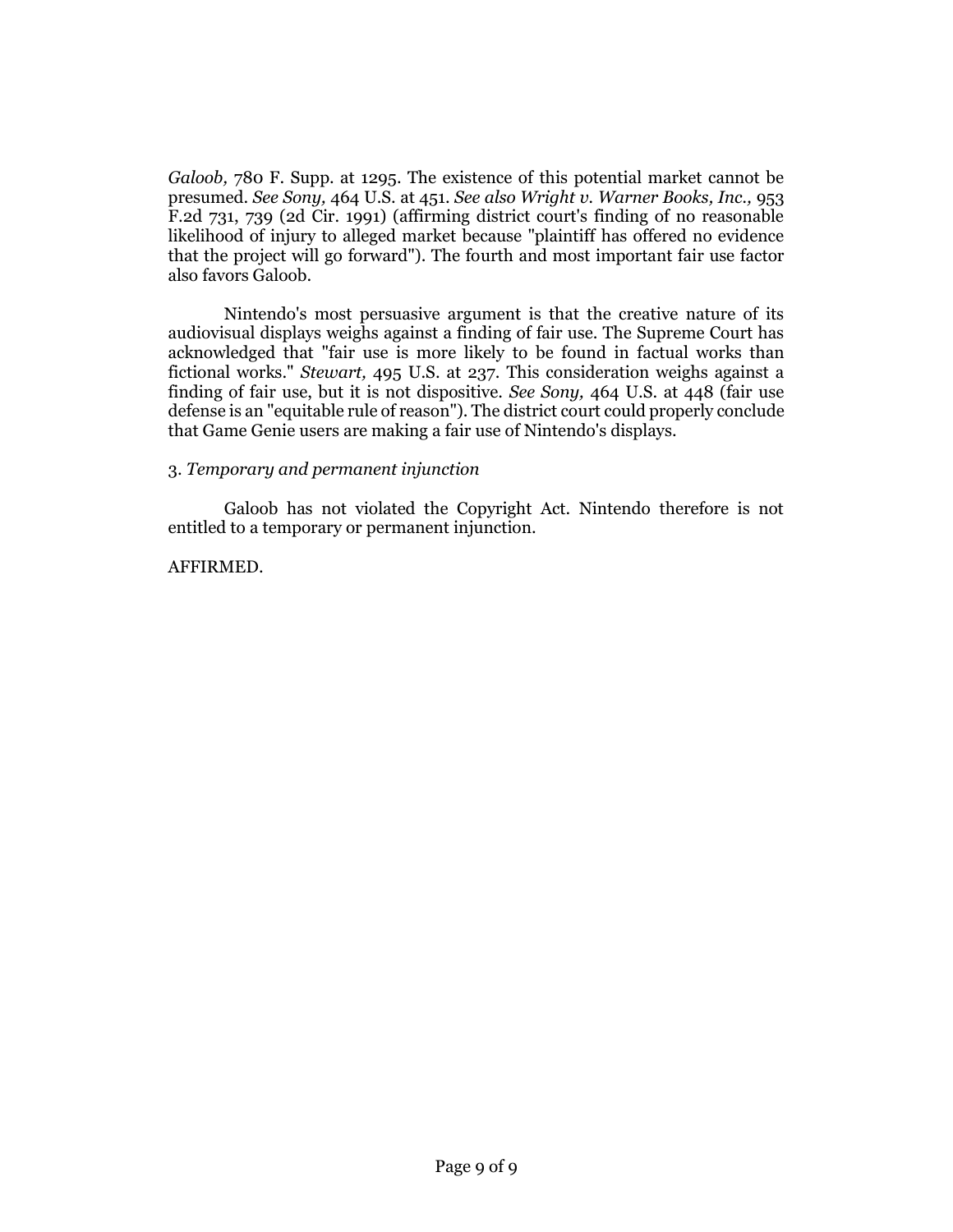*Galoob,* 780 F. Supp. at 1295. The existence of this potential market cannot be presumed. *See Sony,* 464 U.S. at 451. *See also Wright v. Warner Books, Inc.,* 953 F.2d 731, 739 (2d Cir. 1991) (affirming district court's finding of no reasonable likelihood of injury to alleged market because "plaintiff has offered no evidence that the project will go forward"). The fourth and most important fair use factor also favors Galoob.

Nintendo's most persuasive argument is that the creative nature of its audiovisual displays weighs against a finding of fair use. The Supreme Court has acknowledged that "fair use is more likely to be found in factual works than fictional works." *Stewart,* 495 U.S. at 237. This consideration weighs against a finding of fair use, but it is not dispositive. *See Sony,* 464 U.S. at 448 (fair use defense is an "equitable rule of reason"). The district court could properly conclude that Game Genie users are making a fair use of Nintendo's displays.

3. *Temporary and permanent injunction*

Galoob has not violated the Copyright Act. Nintendo therefore is not entitled to a temporary or permanent injunction.

AFFIRMED.